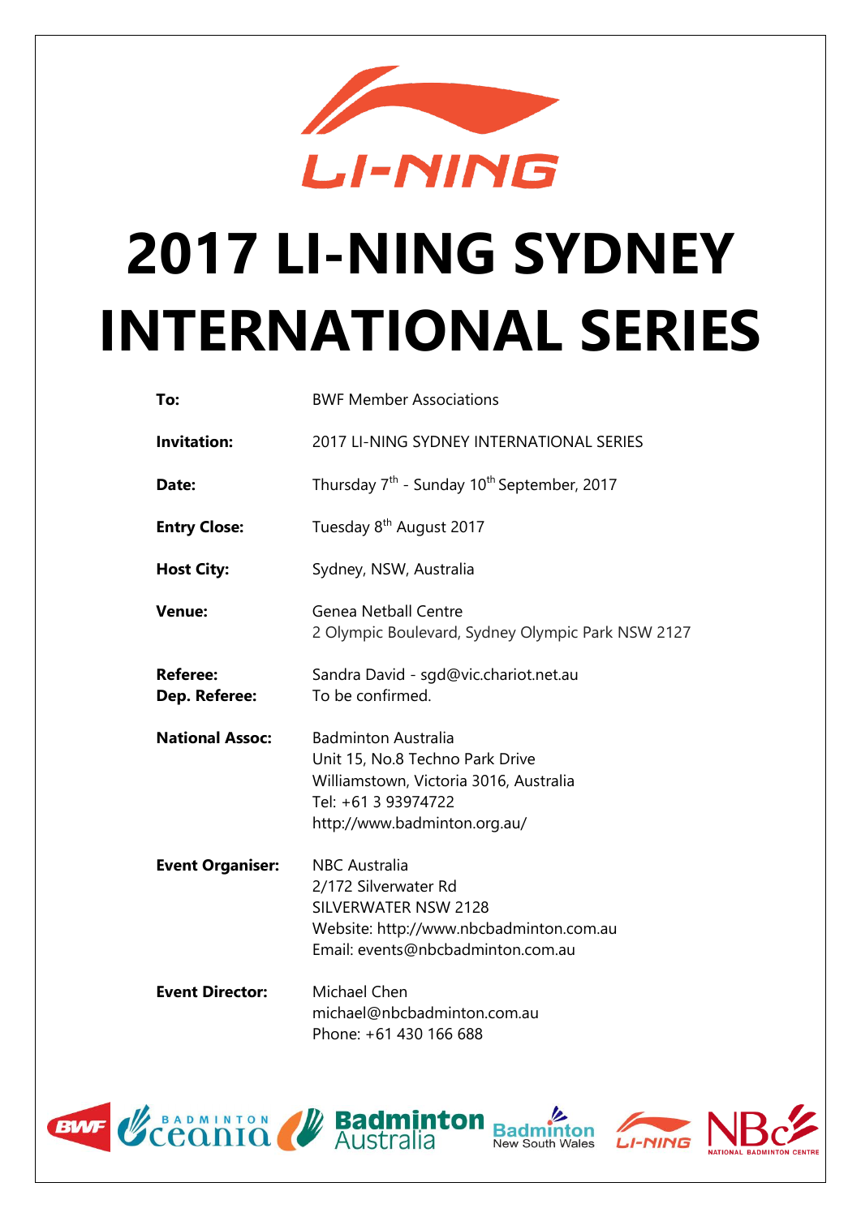# 2017 LI-NING SYDNEY INTERNATIONAL SERIES

| | |
|---|---|
| **To:** | BWF Member Associations |
| **Invitation:** | 2017 LI-NING SYDNEY INTERNATIONAL SERIES |
| **Date:** | Thursday 7th - Sunday 10th September, 2017 |
| **Entry Close:** | Tuesday 8th August 2017 |
| **Host City:** | Sydney, NSW, Australia |
| **Venue:** | Genea Netball Centre<br>2 Olympic Boulevard, Sydney Olympic Park NSW 2127 |
| **Referee:**<br>**Dep. Referee:** | Sandra David - sgd@vic.chariot.net.au<br>To be confirmed. |
| **National Assoc:** | Badminton Australia<br>Unit 15, No.8 Techno Park Drive<br>Williamstown, Victoria 3016, Australia<br>Tel: +61 3 93974722<br>http://www.badminton.org.au/ |
| **Event Organiser:** | NBC Australia<br>2/172 Silverwater Rd<br>SILVERWATER NSW 2128<br>Website: http://www.nbcbadminton.com.au<br>Email: events@nbcbadminton.com.au |
| **Event Director:** | Michael Chen<br>michael@nbcbadminton.com.au<br>Phone: +61 430 166 688 |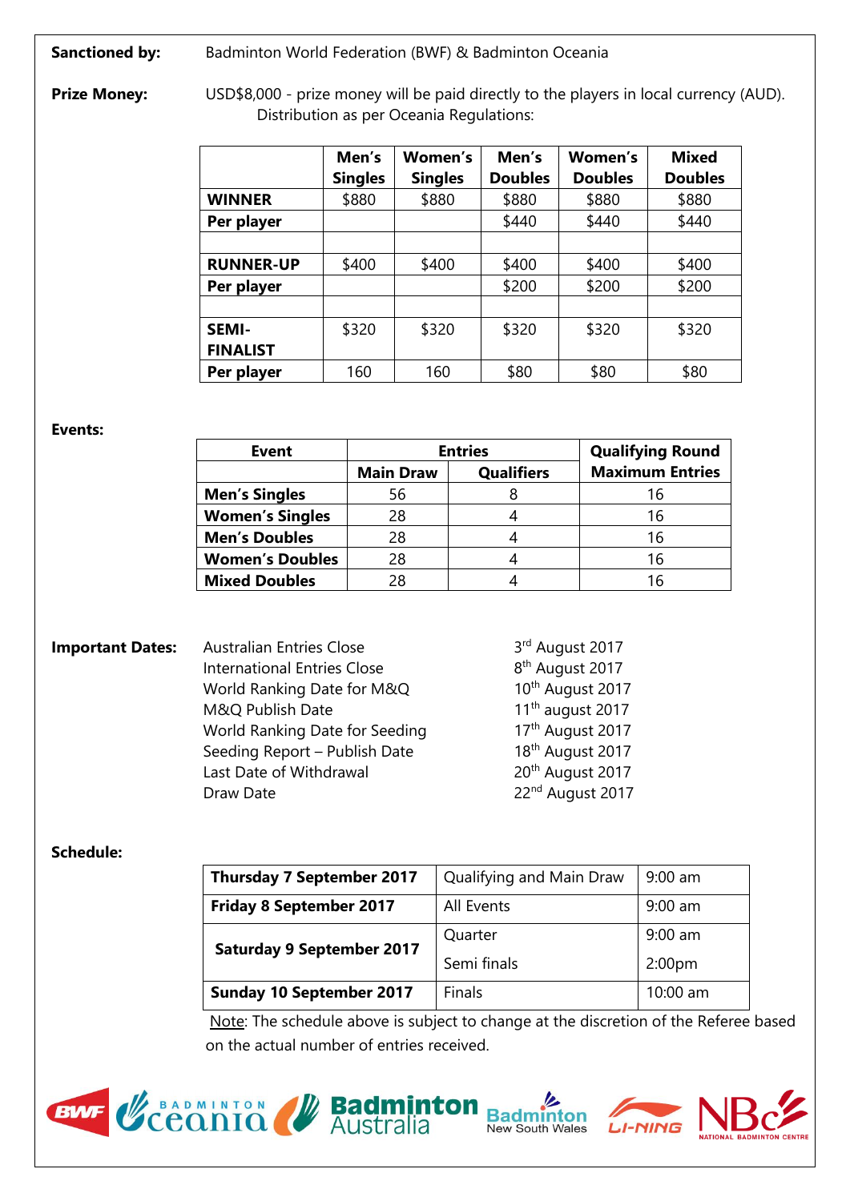**Sanctioned by:** Badminton World Federation (BWF) & Badminton Oceania

**Prize Money:** USD$8,000 - prize money will be paid directly to the players in local currency (AUD). Distribution as per Oceania Regulations:

| | Men's Singles | Women's Singles | Men's Doubles | Women's Doubles | Mixed Doubles |
|---|---|---|---|---|---|
| **WINNER** | $880 | $880 | $880 | $880 | $880 |
| **Per player** | | | $440 | $440 | $440 |
| | | | | | |
| **RUNNER-UP** | $400 | $400 | $400 | $400 | $400 |
| **Per player** | | | $200 | $200 | $200 |
| | | | | | |
| **SEMI-FINALIST** | $320 | $320 | $320 | $320 | $320 |
| **Per player** | 160 | 160 | $80 | $80 | $80 |

**Events:**

| Event | Entries | | Qualifying Round |
|---|---|---|---|
| | Main Draw | Qualifiers | Maximum Entries |
| **Men's Singles** | 56 | 8 | 16 |
| **Women's Singles** | 28 | 4 | 16 |
| **Men's Doubles** | 28 | 4 | 16 |
| **Women's Doubles** | 28 | 4 | 16 |
| **Mixed Doubles** | 28 | 4 | 16 |

**Important Dates:**

| | |
|---|---|
| Australian Entries Close | 3rd August 2017 |
| International Entries Close | 8th August 2017 |
| World Ranking Date for M&Q | 10th August 2017 |
| M&Q Publish Date | 11th august 2017 |
| World Ranking Date for Seeding | 17th August 2017 |
| Seeding Report – Publish Date | 18th August 2017 |
| Last Date of Withdrawal | 20th August 2017 |
| Draw Date | 22nd August 2017 |

**Schedule:**

| | | |
|---|---|---|
| **Thursday 7 September 2017** | Qualifying and Main Draw | 9:00 am |
| **Friday 8 September 2017** | All Events | 9:00 am |
| **Saturday 9 September 2017** | Quarter | 9:00 am |
| | Semi finals | 2:00pm |
| **Sunday 10 September 2017** | Finals | 10:00 am |

Note: The schedule above is subject to change at the discretion of the Referee based on the actual number of entries received.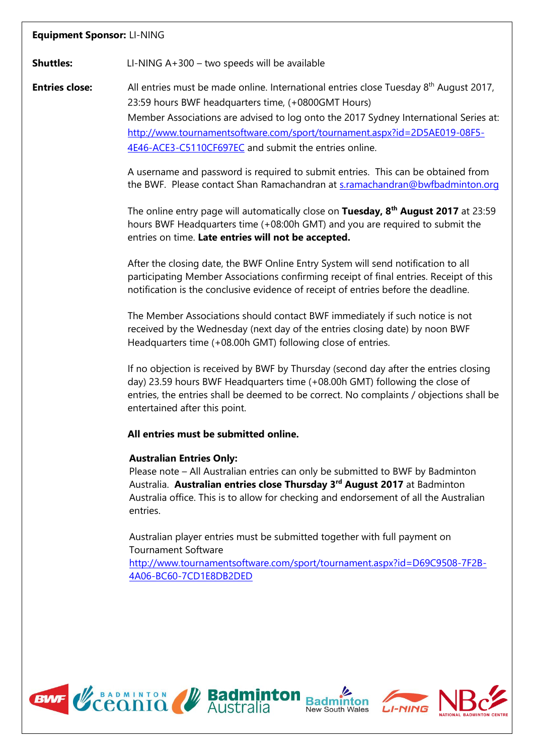**Equipment Sponsor:** LI-NING

**Shuttles:** LI-NING A+300 – two speeds will be available

**Entries close:** All entries must be made online. International entries close Tuesday 8th August 2017, 23:59 hours BWF headquarters time, (+0800GMT Hours)
Member Associations are advised to log onto the 2017 Sydney International Series at: [http://www.tournamentsoftware.com/sport/tournament.aspx?id=2D5AE019-08F5-4E46-ACE3-C5110CF697EC](http://www.tournamentsoftware.com/sport/tournament.aspx?id=2D5AE019-08F5-4E46-ACE3-C5110CF697EC) and submit the entries online.

A username and password is required to submit entries. This can be obtained from the BWF. Please contact Shan Ramachandran at s.ramachandran@bwfbadminton.org

The online entry page will automatically close on **Tuesday, 8th August 2017** at 23:59 hours BWF Headquarters time (+08:00h GMT) and you are required to submit the entries on time. **Late entries will not be accepted.**

After the closing date, the BWF Online Entry System will send notification to all participating Member Associations confirming receipt of final entries. Receipt of this notification is the conclusive evidence of receipt of entries before the deadline.

The Member Associations should contact BWF immediately if such notice is not received by the Wednesday (next day of the entries closing date) by noon BWF Headquarters time (+08.00h GMT) following close of entries.

If no objection is received by BWF by Thursday (second day after the entries closing day) 23.59 hours BWF Headquarters time (+08.00h GMT) following the close of entries, the entries shall be deemed to be correct. No complaints / objections shall be entertained after this point.

**All entries must be submitted online.**

**Australian Entries Only:**
Please note – All Australian entries can only be submitted to BWF by Badminton Australia. **Australian entries close Thursday 3rd August 2017** at Badminton Australia office. This is to allow for checking and endorsement of all the Australian entries.

Australian player entries must be submitted together with full payment on Tournament Software
[http://www.tournamentsoftware.com/sport/tournament.aspx?id=D69C9508-7F2B-4A06-BC60-7CD1E8DB2DED](http://www.tournamentsoftware.com/sport/tournament.aspx?id=D69C9508-7F2B-4A06-BC60-7CD1E8DB2DED)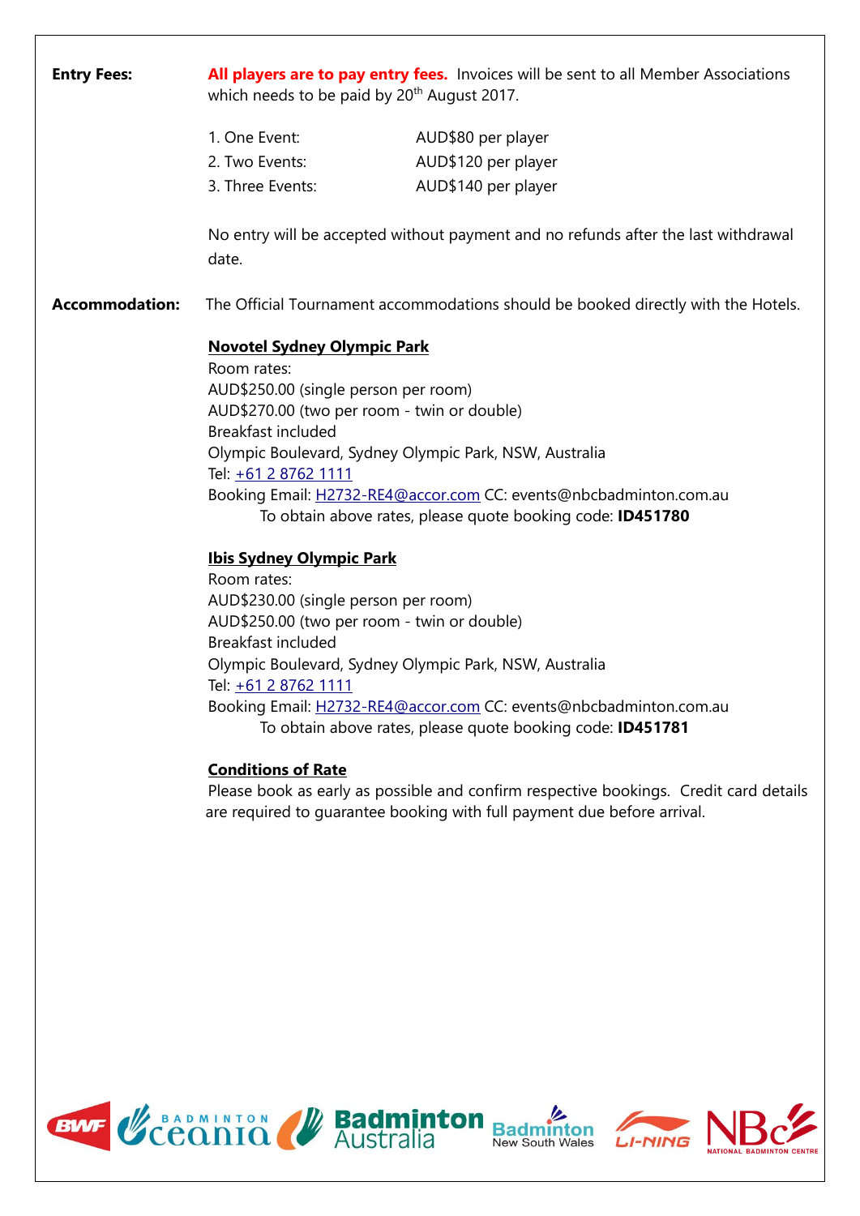**Entry Fees:** **All players are to pay entry fees.** Invoices will be sent to all Member Associations which needs to be paid by 20th August 2017.

1. One Event: AUD$80 per player
2. Two Events: AUD$120 per player
3. Three Events: AUD$140 per player

No entry will be accepted without payment and no refunds after the last withdrawal date.

**Accommodation:** The Official Tournament accommodations should be booked directly with the Hotels.

**Novotel Sydney Olympic Park**

Room rates:
AUD$250.00 (single person per room)
AUD$270.00 (two per room - twin or double)
Breakfast included
Olympic Boulevard, Sydney Olympic Park, NSW, Australia
Tel: +61 2 8762 1111
Booking Email: H2732-RE4@accor.com CC: events@nbcbadminton.com.au
To obtain above rates, please quote booking code: **ID451780**

**Ibis Sydney Olympic Park**

Room rates:
AUD$230.00 (single person per room)
AUD$250.00 (two per room - twin or double)
Breakfast included
Olympic Boulevard, Sydney Olympic Park, NSW, Australia
Tel: +61 2 8762 1111
Booking Email: H2732-RE4@accor.com CC: events@nbcbadminton.com.au
To obtain above rates, please quote booking code: **ID451781**

**Conditions of Rate**

Please book as early as possible and confirm respective bookings. Credit card details are required to guarantee booking with full payment due before arrival.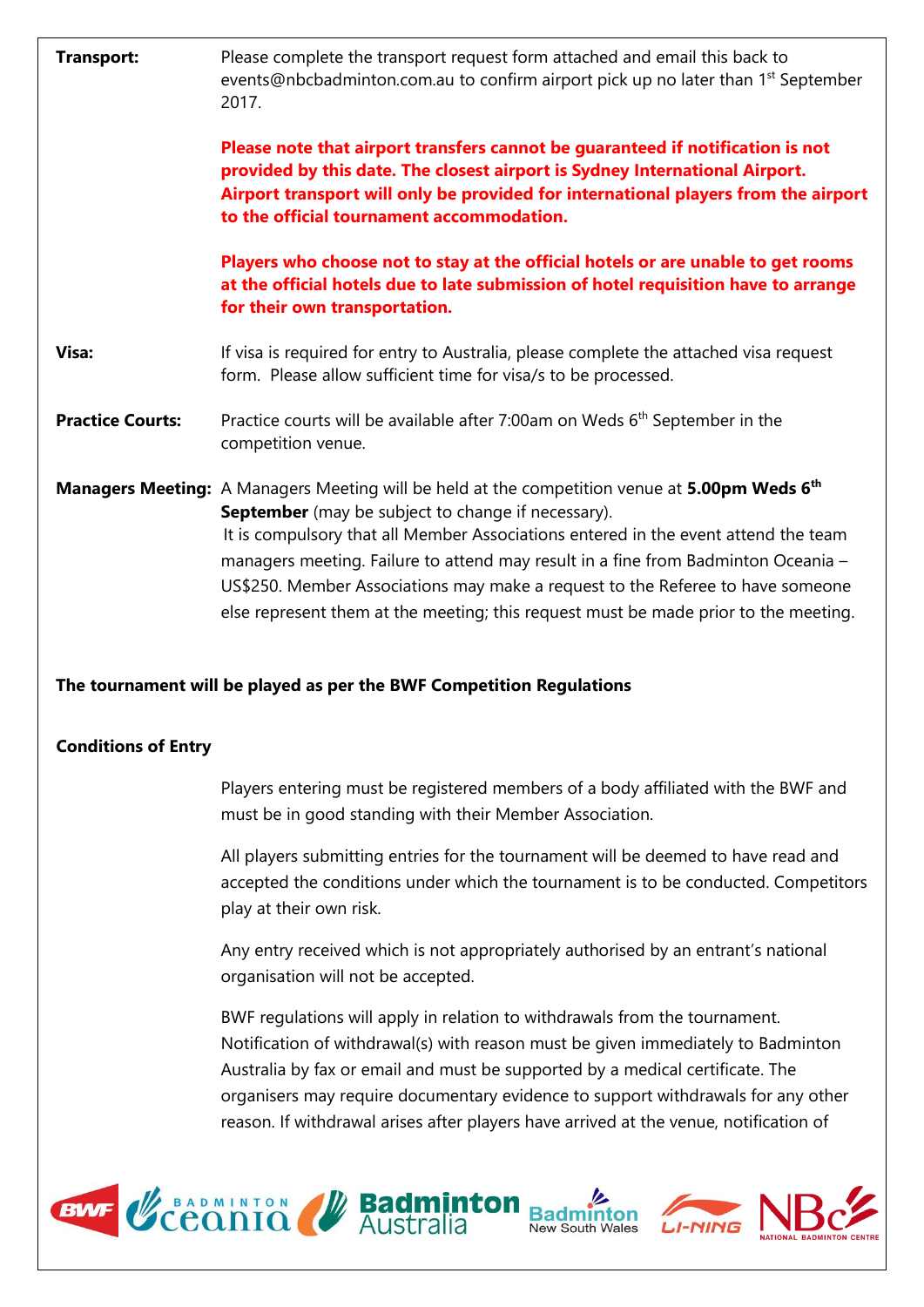**Transport:** Please complete the transport request form attached and email this back to events@nbcbadminton.com.au to confirm airport pick up no later than 1st September 2017.

**Please note that airport transfers cannot be guaranteed if notification is not provided by this date. The closest airport is Sydney International Airport. Airport transport will only be provided for international players from the airport to the official tournament accommodation.**

**Players who choose not to stay at the official hotels or are unable to get rooms at the official hotels due to late submission of hotel requisition have to arrange for their own transportation.**

**Visa:** If visa is required for entry to Australia, please complete the attached visa request form. Please allow sufficient time for visa/s to be processed.

**Practice Courts:** Practice courts will be available after 7:00am on Weds 6th September in the competition venue.

**Managers Meeting:** A Managers Meeting will be held at the competition venue at **5.00pm Weds 6th September** (may be subject to change if necessary).
It is compulsory that all Member Associations entered in the event attend the team managers meeting. Failure to attend may result in a fine from Badminton Oceania – US$250. Member Associations may make a request to the Referee to have someone else represent them at the meeting; this request must be made prior to the meeting.

**The tournament will be played as per the BWF Competition Regulations**

**Conditions of Entry**

Players entering must be registered members of a body affiliated with the BWF and must be in good standing with their Member Association.

All players submitting entries for the tournament will be deemed to have read and accepted the conditions under which the tournament is to be conducted. Competitors play at their own risk.

Any entry received which is not appropriately authorised by an entrant's national organisation will not be accepted.

BWF regulations will apply in relation to withdrawals from the tournament. Notification of withdrawal(s) with reason must be given immediately to Badminton Australia by fax or email and must be supported by a medical certificate. The organisers may require documentary evidence to support withdrawals for any other reason. If withdrawal arises after players have arrived at the venue, notification of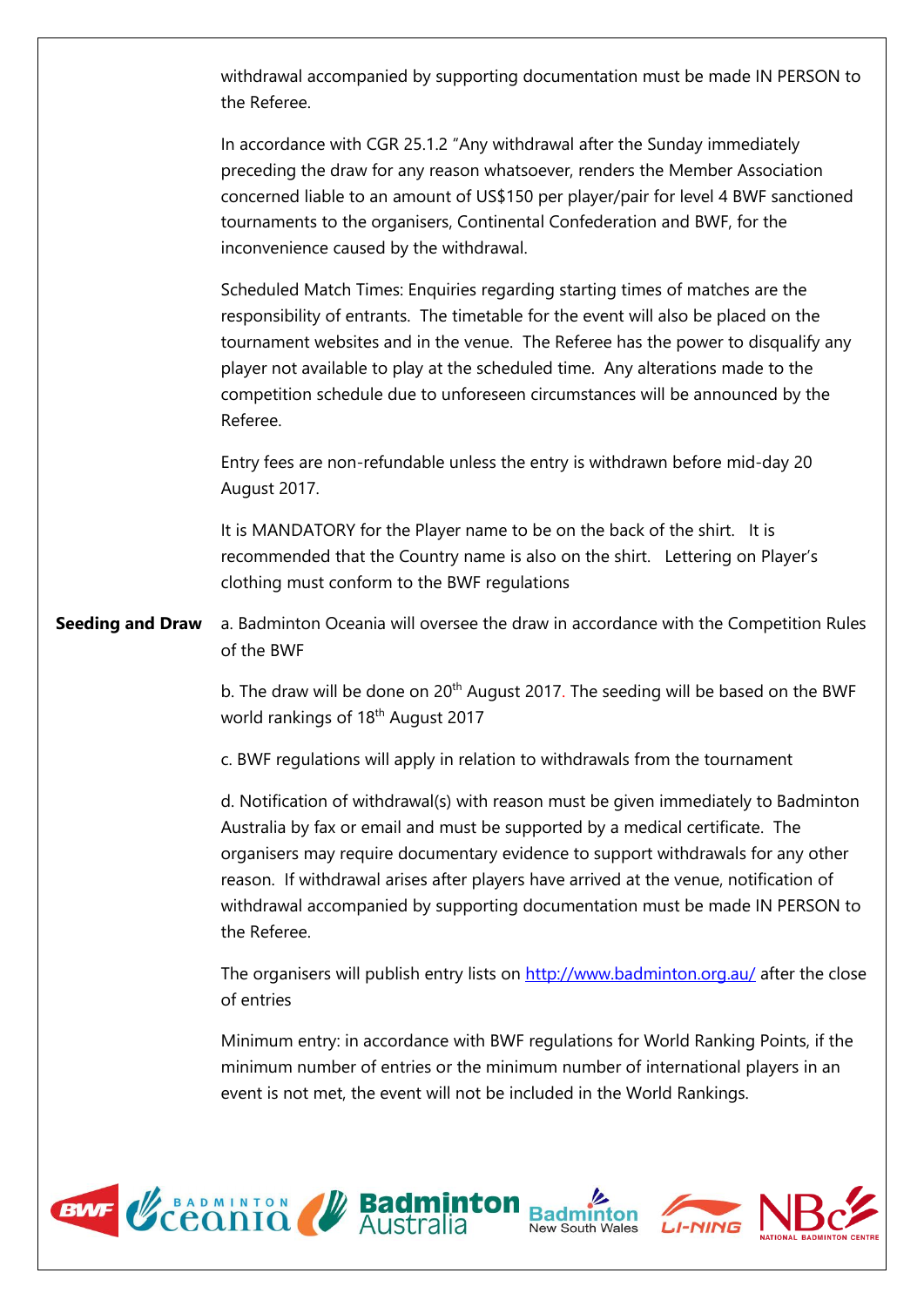withdrawal accompanied by supporting documentation must be made IN PERSON to the Referee.

In accordance with CGR 25.1.2 "Any withdrawal after the Sunday immediately preceding the draw for any reason whatsoever, renders the Member Association concerned liable to an amount of US$150 per player/pair for level 4 BWF sanctioned tournaments to the organisers, Continental Confederation and BWF, for the inconvenience caused by the withdrawal.

Scheduled Match Times: Enquiries regarding starting times of matches are the responsibility of entrants. The timetable for the event will also be placed on the tournament websites and in the venue. The Referee has the power to disqualify any player not available to play at the scheduled time. Any alterations made to the competition schedule due to unforeseen circumstances will be announced by the Referee.

Entry fees are non-refundable unless the entry is withdrawn before mid-day 20 August 2017.

It is MANDATORY for the Player name to be on the back of the shirt. It is recommended that the Country name is also on the shirt. Lettering on Player's clothing must conform to the BWF regulations

**Seeding and Draw**

a. Badminton Oceania will oversee the draw in accordance with the Competition Rules of the BWF

b. The draw will be done on 20th August 2017. The seeding will be based on the BWF world rankings of 18th August 2017

c. BWF regulations will apply in relation to withdrawals from the tournament

d. Notification of withdrawal(s) with reason must be given immediately to Badminton Australia by fax or email and must be supported by a medical certificate. The organisers may require documentary evidence to support withdrawals for any other reason. If withdrawal arises after players have arrived at the venue, notification of withdrawal accompanied by supporting documentation must be made IN PERSON to the Referee.

The organisers will publish entry lists on http://www.badminton.org.au/ after the close of entries

Minimum entry: in accordance with BWF regulations for World Ranking Points, if the minimum number of entries or the minimum number of international players in an event is not met, the event will not be included in the World Rankings.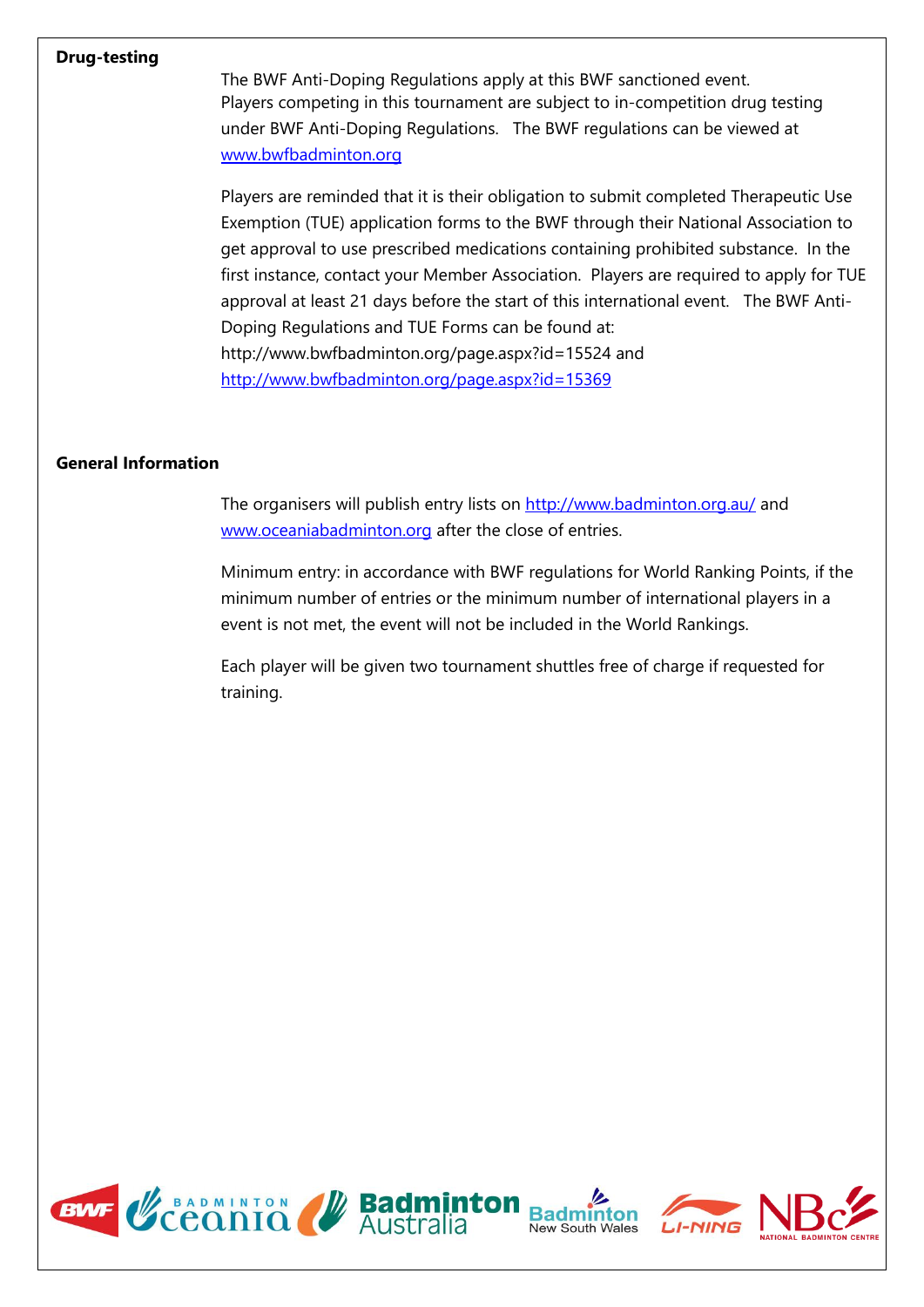**Drug-testing**

The BWF Anti-Doping Regulations apply at this BWF sanctioned event. Players competing in this tournament are subject to in-competition drug testing under BWF Anti-Doping Regulations. The BWF regulations can be viewed at www.bwfbadminton.org

Players are reminded that it is their obligation to submit completed Therapeutic Use Exemption (TUE) application forms to the BWF through their National Association to get approval to use prescribed medications containing prohibited substance. In the first instance, contact your Member Association. Players are required to apply for TUE approval at least 21 days before the start of this international event. The BWF Anti-Doping Regulations and TUE Forms can be found at: http://www.bwfbadminton.org/page.aspx?id=15524 and http://www.bwfbadminton.org/page.aspx?id=15369

**General Information**

The organisers will publish entry lists on http://www.badminton.org.au/ and www.oceaniabadminton.org after the close of entries.

Minimum entry: in accordance with BWF regulations for World Ranking Points, if the minimum number of entries or the minimum number of international players in a event is not met, the event will not be included in the World Rankings.

Each player will be given two tournament shuttles free of charge if requested for training.